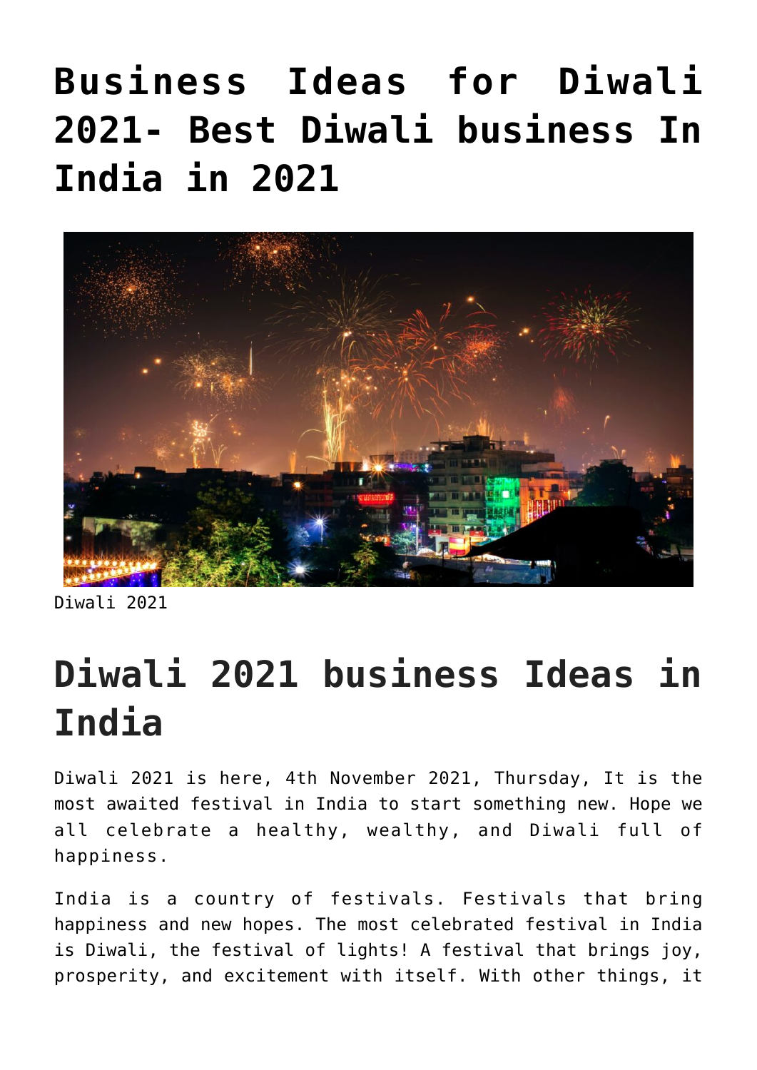# Business Ideas for Diwali 2021- Best Diwali business In India in 2021

Diwali 2021

## Diwali 2021 business Ideas in India

Diwali 2021 is here, 4th November 2021, Thursday, It is the most awaited festival in India to start something new. Hope we all celebrate a healthy, wealthy, and Diwali full of happiness.

India is a country of festivals. Festivals that bring happiness and new hopes. The most celebrated festival in India is Diwali, the festival of lights! A festival that brings joy, prosperity, and excitement with itself. With other things, it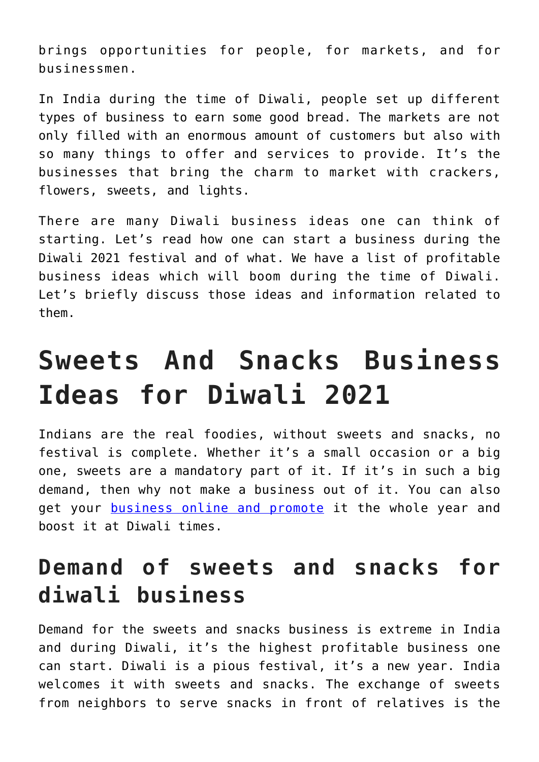brings opportunities for people, for markets, and for businessmen.

In India during the time of Diwali, people set up different types of business to earn some good bread. The markets are not only filled with an enormous amount of customers but also with so many things to offer and services to provide. It's the businesses that bring the charm to market with crackers, flowers, sweets, and lights.

There are many Diwali business ideas one can think of starting. Let's read how one can start a business during the Diwali 2021 festival and of what. We have a list of profitable business ideas which will boom during the time of Diwali. Let's briefly discuss those ideas and information related to them.

# Sweets And Snacks Business Ideas for Diwali 2021

Indians are the real foodies, without sweets and snacks, no festival is complete. Whether it's a small occasion or a big one, sweets are a mandatory part of it. If it's in such a big demand, then why not make a business out of it. You can also get your business online and promote it the whole year and boost it at Diwali times.

## Demand of sweets and snacks for diwali business

Demand for the sweets and snacks business is extreme in India and during Diwali, it's the highest profitable business one can start. Diwali is a pious festival, it's a new year. India welcomes it with sweets and snacks. The exchange of sweets from neighbors to serve snacks in front of relatives is the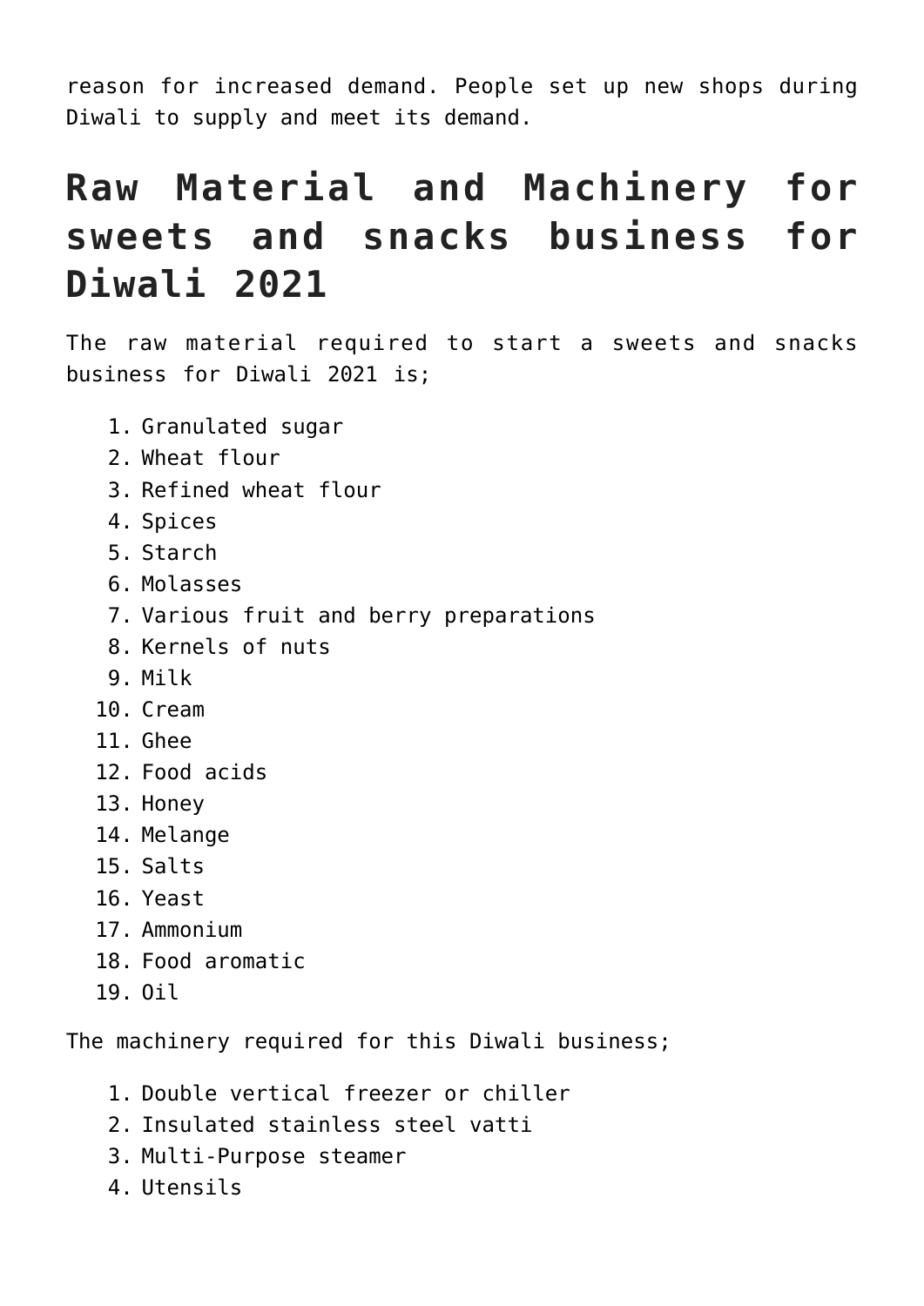reason for increased demand. People set up new shops during Diwali to supply and meet its demand.

## Raw Material and Machinery for sweets and snacks business for Diwali 2021

The raw material required to start a sweets and snacks business for Diwali 2021 is;

1. Granulated sugar
2. Wheat flour
3. Refined wheat flour
4. Spices
5. Starch
6. Molasses
7. Various fruit and berry preparations
8. Kernels of nuts
9. Milk
10. Cream
11. Ghee
12. Food acids
13. Honey
14. Melange
15. Salts
16. Yeast
17. Ammonium
18. Food aromatic
19. Oil

The machinery required for this Diwali business;

1. Double vertical freezer or chiller
2. Insulated stainless steel vatti
3. Multi-Purpose steamer
4. Utensils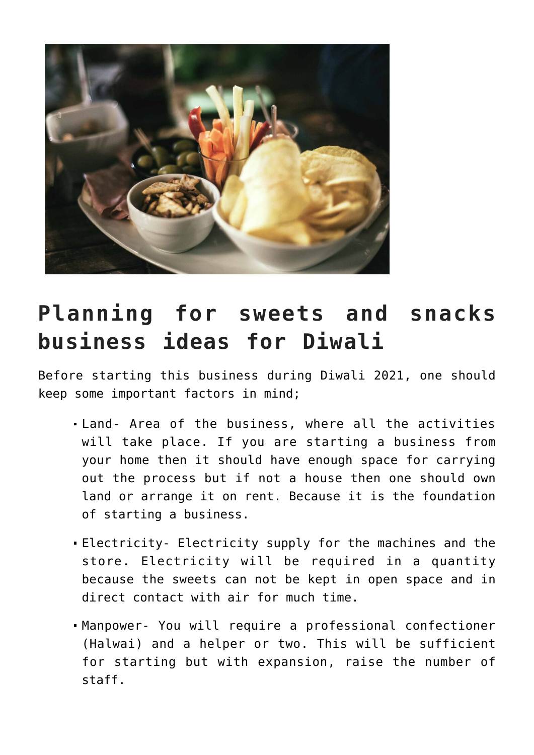## Planning for sweets and snacks business ideas for Diwali

Before starting this business during Diwali 2021, one should keep some important factors in mind;

- Land- Area of the business, where all the activities will take place. If you are starting a business from your home then it should have enough space for carrying out the process but if not a house then one should own land or arrange it on rent. Because it is the foundation of starting a business.
- Electricity- Electricity supply for the machines and the store. Electricity will be required in a quantity because the sweets can not be kept in open space and in direct contact with air for much time.
- Manpower- You will require a professional confectioner (Halwai) and a helper or two. This will be sufficient for starting but with expansion, raise the number of staff.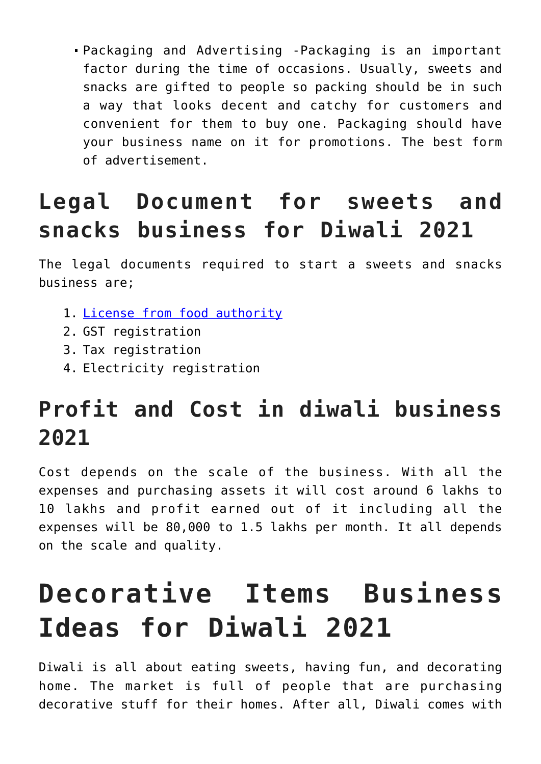- Packaging and Advertising -Packaging is an important factor during the time of occasions. Usually, sweets and snacks are gifted to people so packing should be in such a way that looks decent and catchy for customers and convenient for them to buy one. Packaging should have your business name on it for promotions. The best form of advertisement.

## Legal Document for sweets and snacks business for Diwali 2021

The legal documents required to start a sweets and snacks business are;

1. License from food authority
2. GST registration
3. Tax registration
4. Electricity registration

### Profit and Cost in diwali business 2021

Cost depends on the scale of the business. With all the expenses and purchasing assets it will cost around 6 lakhs to 10 lakhs and profit earned out of it including all the expenses will be 80,000 to 1.5 lakhs per month. It all depends on the scale and quality.

# Decorative Items Business Ideas for Diwali 2021

Diwali is all about eating sweets, having fun, and decorating home. The market is full of people that are purchasing decorative stuff for their homes. After all, Diwali comes with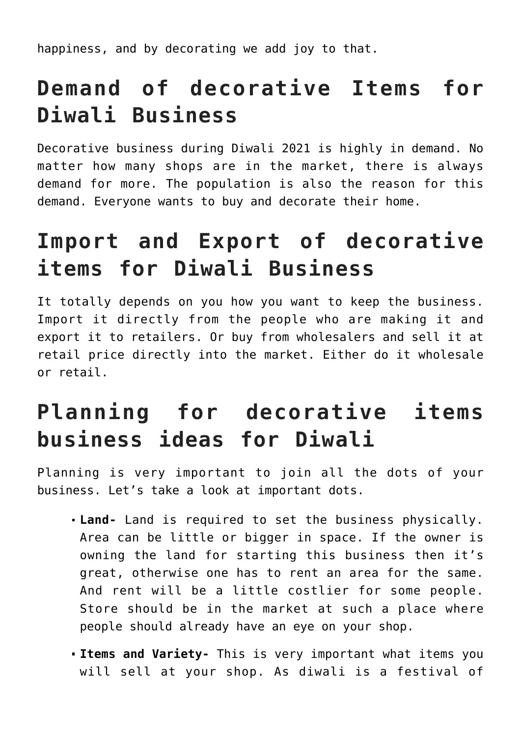happiness, and by decorating we add joy to that.

## Demand of decorative Items for Diwali Business

Decorative business during Diwali 2021 is highly in demand. No matter how many shops are in the market, there is always demand for more. The population is also the reason for this demand. Everyone wants to buy and decorate their home.

## Import and Export of decorative items for Diwali Business

It totally depends on you how you want to keep the business. Import it directly from the people who are making it and export it to retailers. Or buy from wholesalers and sell it at retail price directly into the market. Either do it wholesale or retail.

## Planning for decorative items business ideas for Diwali

Planning is very important to join all the dots of your business. Let's take a look at important dots.

- **Land-** Land is required to set the business physically. Area can be little or bigger in space. If the owner is owning the land for starting this business then it's great, otherwise one has to rent an area for the same. And rent will be a little costlier for some people. Store should be in the market at such a place where people should already have an eye on your shop.
- **Items and Variety-** This is very important what items you will sell at your shop. As diwali is a festival of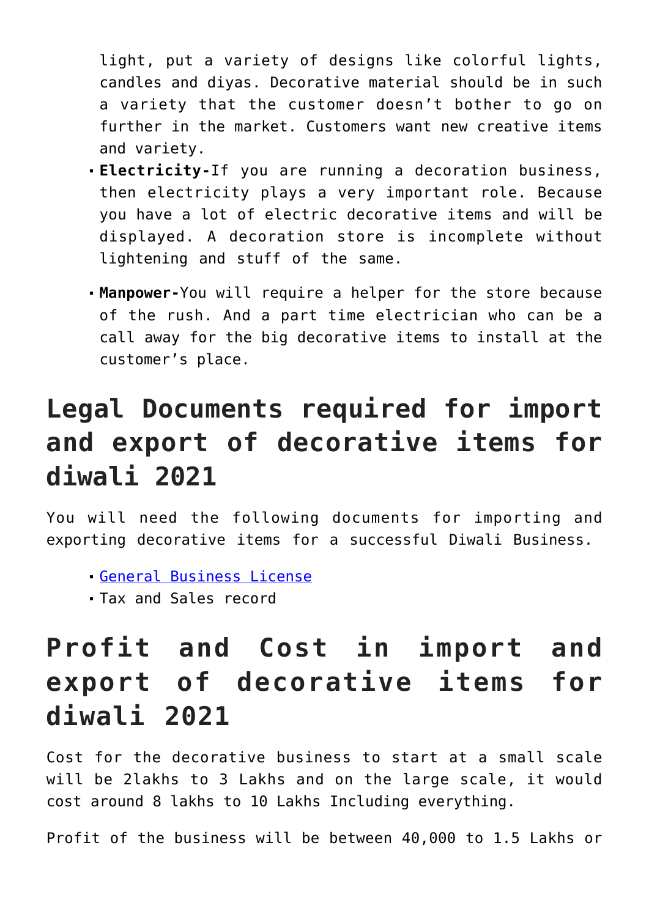light, put a variety of designs like colorful lights, candles and diyas. Decorative material should be in such a variety that the customer doesn't bother to go on further in the market. Customers want new creative items and variety.

- **Electricity-**If you are running a decoration business, then electricity plays a very important role. Because you have a lot of electric decorative items and will be displayed. A decoration store is incomplete without lightening and stuff of the same.
- **Manpower-**You will require a helper for the store because of the rush. And a part time electrician who can be a call away for the big decorative items to install at the customer's place.

## Legal Documents required for import and export of decorative items for diwali 2021

You will need the following documents for importing and exporting decorative items for a successful Diwali Business.

- General Business License
- Tax and Sales record

## Profit and Cost in import and export of decorative items for diwali 2021

Cost for the decorative business to start at a small scale will be 2lakhs to 3 Lakhs and on the large scale, it would cost around 8 lakhs to 10 Lakhs Including everything.

Profit of the business will be between 40,000 to 1.5 Lakhs or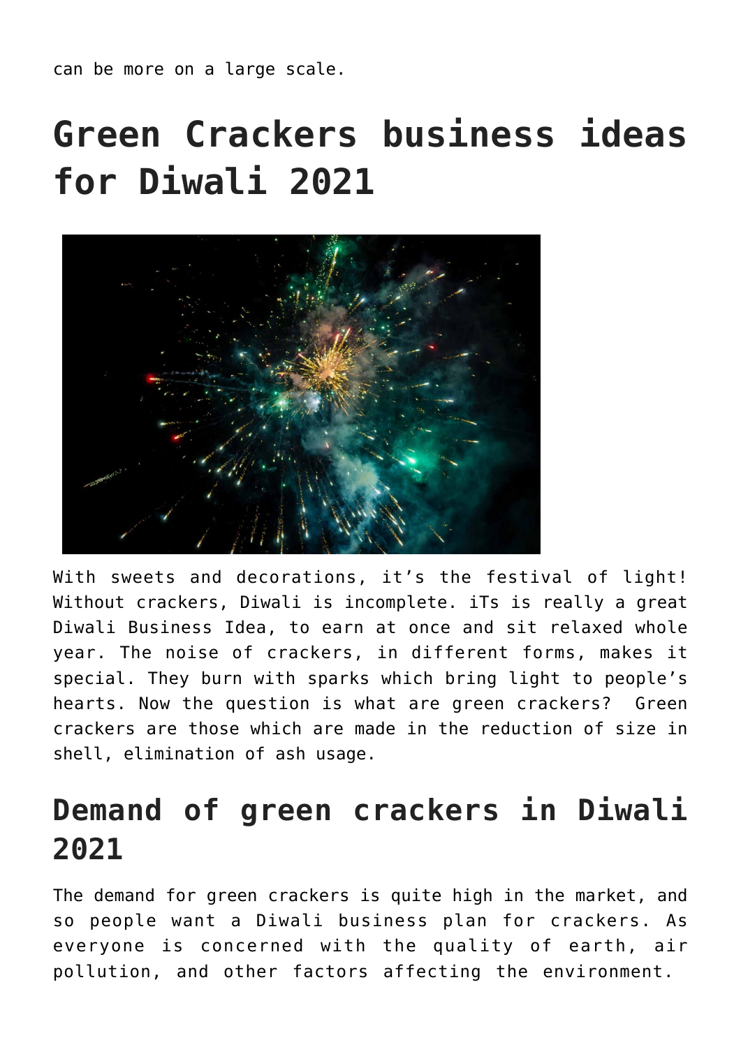can be more on a large scale.

# Green Crackers business ideas for Diwali 2021

With sweets and decorations, it's the festival of light! Without crackers, Diwali is incomplete. iTs is really a great Diwali Business Idea, to earn at once and sit relaxed whole year. The noise of crackers, in different forms, makes it special. They burn with sparks which bring light to people's hearts. Now the question is what are green crackers? Green crackers are those which are made in the reduction of size in shell, elimination of ash usage.

## Demand of green crackers in Diwali 2021

The demand for green crackers is quite high in the market, and so people want a Diwali business plan for crackers. As everyone is concerned with the quality of earth, air pollution, and other factors affecting the environment.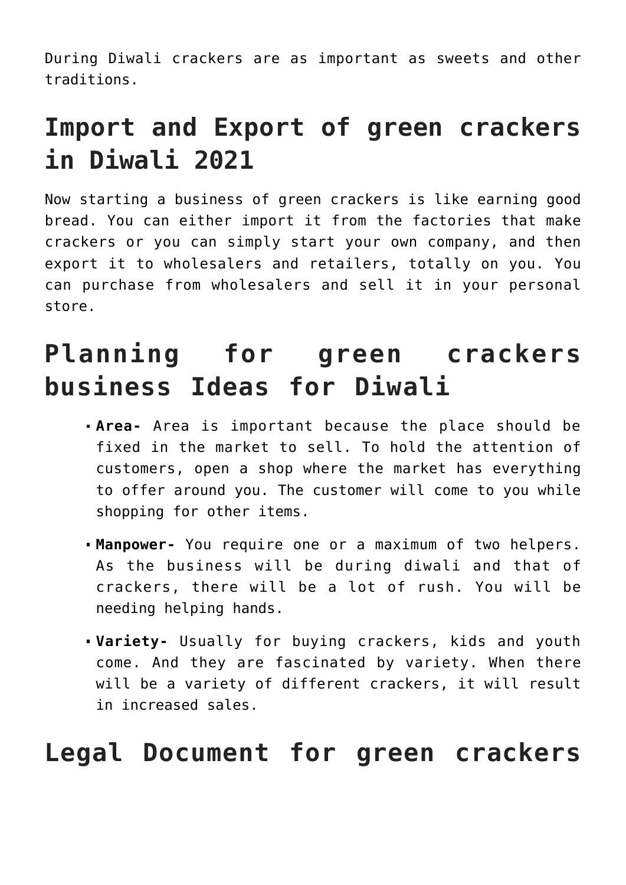During Diwali crackers are as important as sweets and other traditions.

## Import and Export of green crackers in Diwali 2021

Now starting a business of green crackers is like earning good bread. You can either import it from the factories that make crackers or you can simply start your own company, and then export it to wholesalers and retailers, totally on you. You can purchase from wholesalers and sell it in your personal store.

## Planning for green crackers business Ideas for Diwali

- **Area-** Area is important because the place should be fixed in the market to sell. To hold the attention of customers, open a shop where the market has everything to offer around you. The customer will come to you while shopping for other items.
- **Manpower-** You require one or a maximum of two helpers. As the business will be during diwali and that of crackers, there will be a lot of rush. You will be needing helping hands.
- **Variety-** Usually for buying crackers, kids and youth come. And they are fascinated by variety. When there will be a variety of different crackers, it will result in increased sales.

## Legal Document for green crackers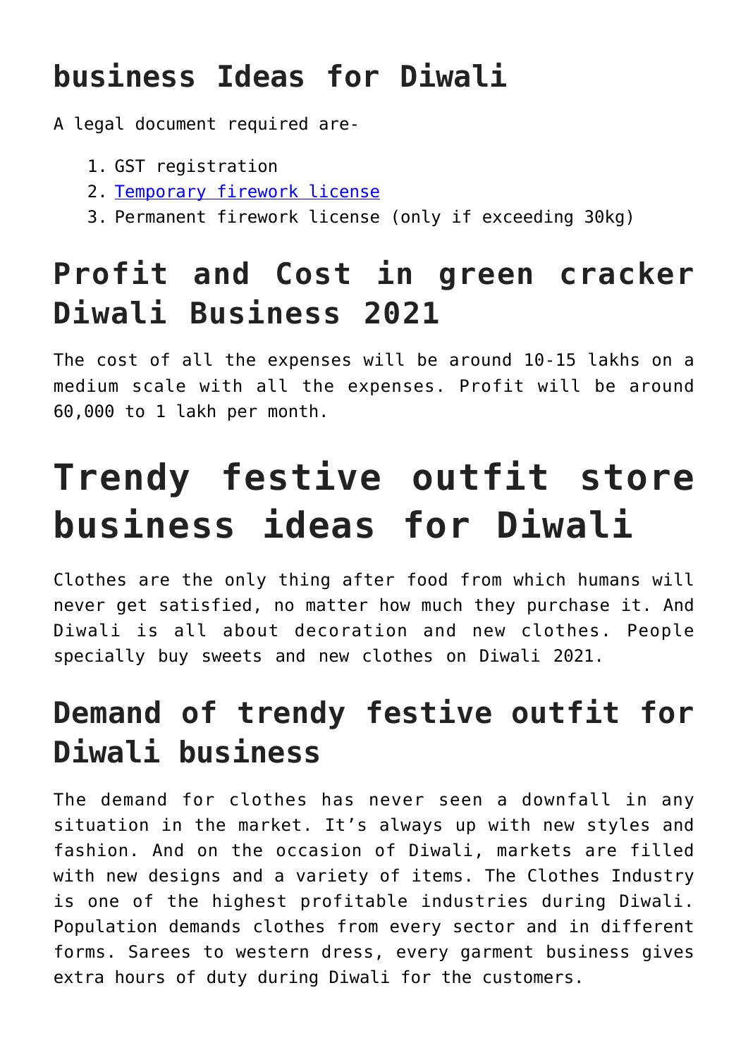## business Ideas for Diwali

A legal document required are-

1. GST registration
2. [Temporary firework license]
3. Permanent firework license (only if exceeding 30kg)

## Profit and Cost in green cracker Diwali Business 2021

The cost of all the expenses will be around 10-15 lakhs on a medium scale with all the expenses. Profit will be around 60,000 to 1 lakh per month.

# Trendy festive outfit store business ideas for Diwali

Clothes are the only thing after food from which humans will never get satisfied, no matter how much they purchase it. And Diwali is all about decoration and new clothes. People specially buy sweets and new clothes on Diwali 2021.

## Demand of trendy festive outfit for Diwali business

The demand for clothes has never seen a downfall in any situation in the market. It's always up with new styles and fashion. And on the occasion of Diwali, markets are filled with new designs and a variety of items. The Clothes Industry is one of the highest profitable industries during Diwali. Population demands clothes from every sector and in different forms. Sarees to western dress, every garment business gives extra hours of duty during Diwali for the customers.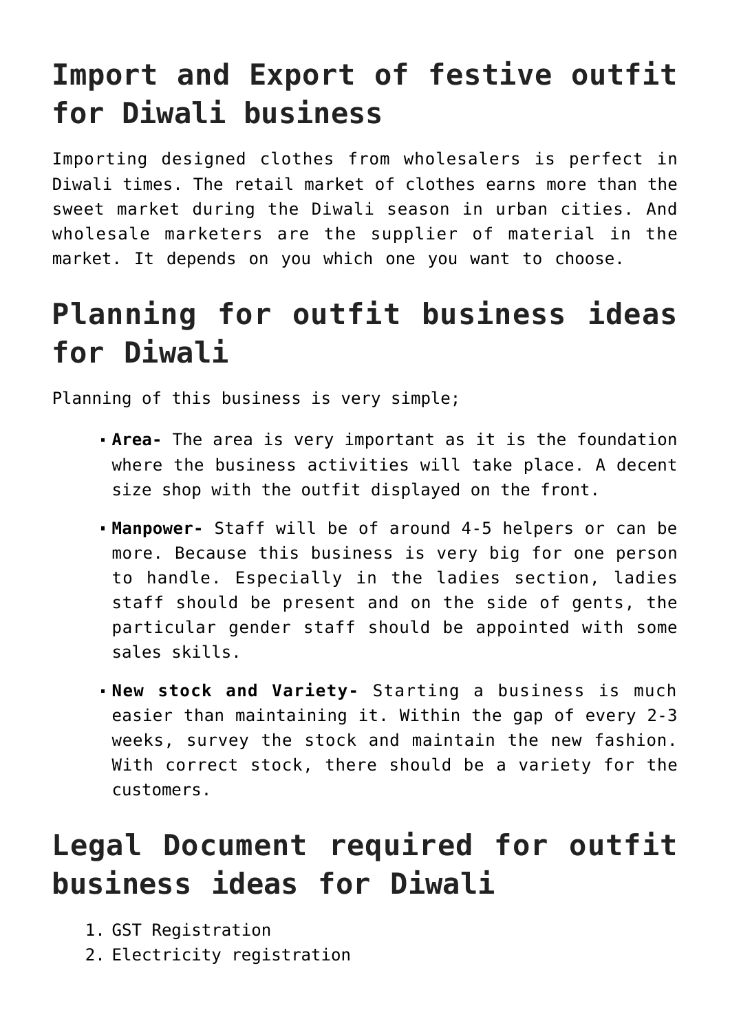## Import and Export of festive outfit for Diwali business

Importing designed clothes from wholesalers is perfect in Diwali times. The retail market of clothes earns more than the sweet market during the Diwali season in urban cities. And wholesale marketers are the supplier of material in the market. It depends on you which one you want to choose.

## Planning for outfit business ideas for Diwali

Planning of this business is very simple;

- **Area-** The area is very important as it is the foundation where the business activities will take place. A decent size shop with the outfit displayed on the front.
- **Manpower-** Staff will be of around 4-5 helpers or can be more. Because this business is very big for one person to handle. Especially in the ladies section, ladies staff should be present and on the side of gents, the particular gender staff should be appointed with some sales skills.
- **New stock and Variety-** Starting a business is much easier than maintaining it. Within the gap of every 2-3 weeks, survey the stock and maintain the new fashion. With correct stock, there should be a variety for the customers.

## Legal Document required for outfit business ideas for Diwali

1. GST Registration
2. Electricity registration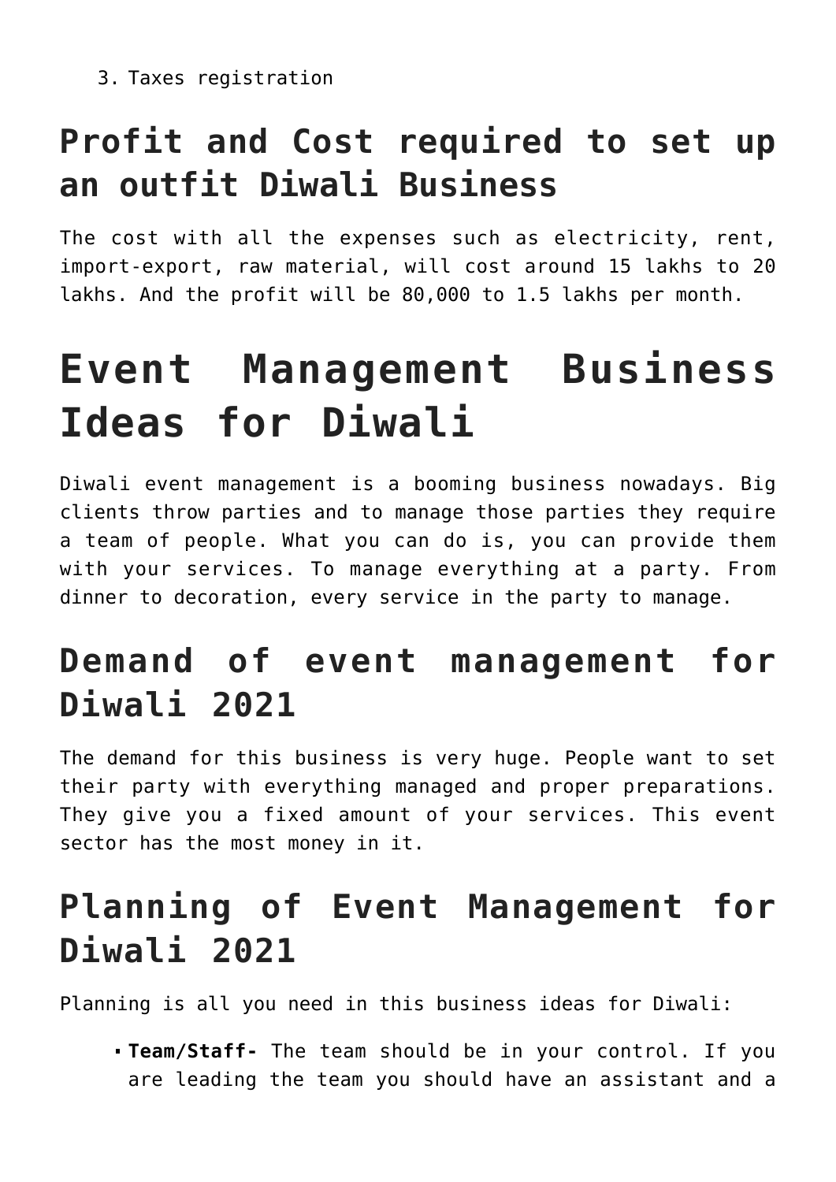3. Taxes registration

## Profit and Cost required to set up an outfit Diwali Business

The cost with all the expenses such as electricity, rent, import-export, raw material, will cost around 15 lakhs to 20 lakhs. And the profit will be 80,000 to 1.5 lakhs per month.

# Event Management Business Ideas for Diwali

Diwali event management is a booming business nowadays. Big clients throw parties and to manage those parties they require a team of people. What you can do is, you can provide them with your services. To manage everything at a party. From dinner to decoration, every service in the party to manage.

## Demand of event management for Diwali 2021

The demand for this business is very huge. People want to set their party with everything managed and proper preparations. They give you a fixed amount of your services. This event sector has the most money in it.

## Planning of Event Management for Diwali 2021

Planning is all you need in this business ideas for Diwali:

- **Team/Staff-** The team should be in your control. If you are leading the team you should have an assistant and a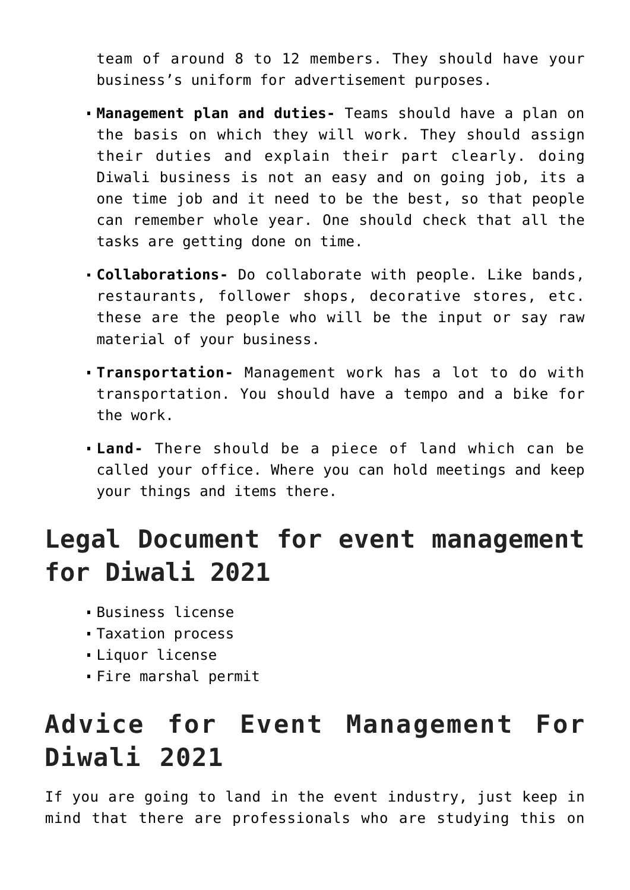team of around 8 to 12 members. They should have your business's uniform for advertisement purposes.

- **Management plan and duties-** Teams should have a plan on the basis on which they will work. They should assign their duties and explain their part clearly. doing Diwali business is not an easy and on going job, its a one time job and it need to be the best, so that people can remember whole year. One should check that all the tasks are getting done on time.
- **Collaborations-** Do collaborate with people. Like bands, restaurants, follower shops, decorative stores, etc. these are the people who will be the input or say raw material of your business.
- **Transportation-** Management work has a lot to do with transportation. You should have a tempo and a bike for the work.
- **Land-** There should be a piece of land which can be called your office. Where you can hold meetings and keep your things and items there.

## Legal Document for event management for Diwali 2021

- Business license
- Taxation process
- Liquor license
- Fire marshal permit

## Advice for Event Management For Diwali 2021

If you are going to land in the event industry, just keep in mind that there are professionals who are studying this on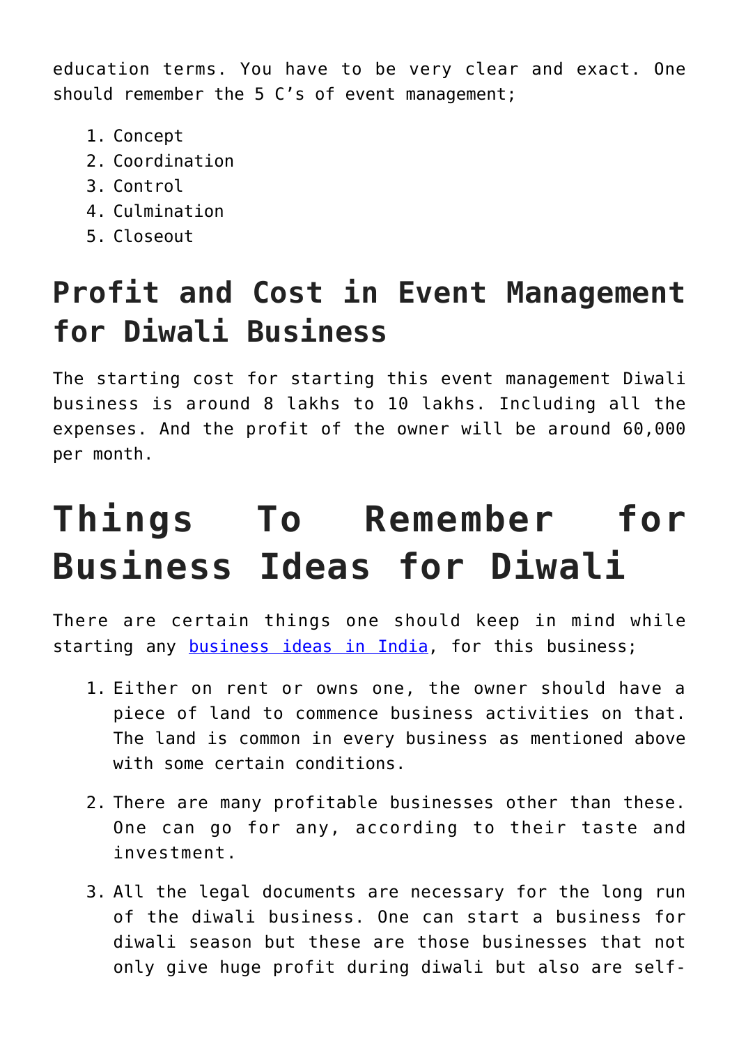education terms. You have to be very clear and exact. One should remember the 5 C's of event management;

1. Concept
2. Coordination
3. Control
4. Culmination
5. Closeout

## Profit and Cost in Event Management for Diwali Business

The starting cost for starting this event management Diwali business is around 8 lakhs to 10 lakhs. Including all the expenses. And the profit of the owner will be around 60,000 per month.

# Things To Remember for Business Ideas for Diwali

There are certain things one should keep in mind while starting any [business ideas in India](), for this business;

1. Either on rent or owns one, the owner should have a piece of land to commence business activities on that. The land is common in every business as mentioned above with some certain conditions.

2. There are many profitable businesses other than these. One can go for any, according to their taste and investment.

3. All the legal documents are necessary for the long run of the diwali business. One can start a business for diwali season but these are those businesses that not only give huge profit during diwali but also are self-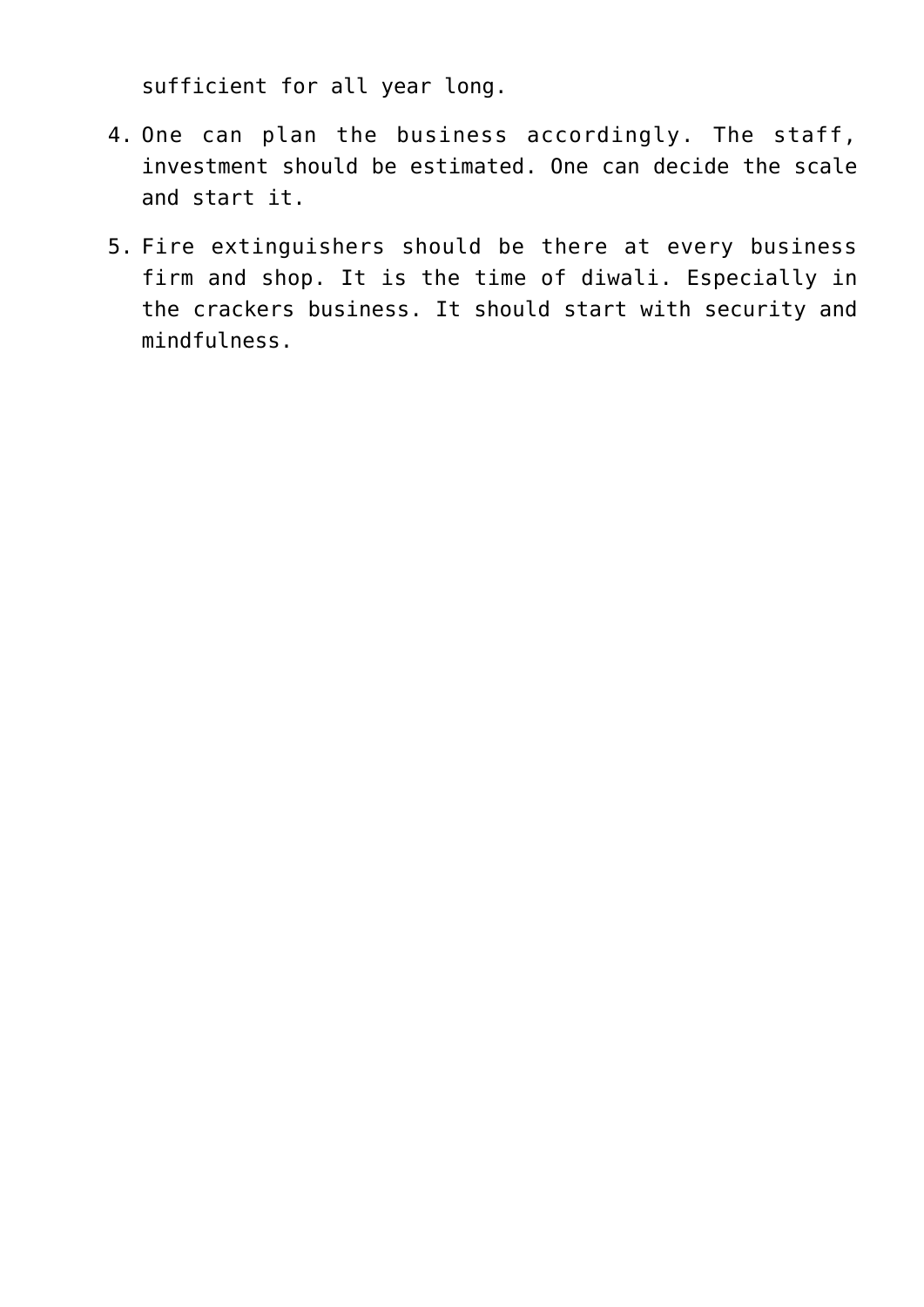sufficient for all year long.

4. One can plan the business accordingly. The staff, investment should be estimated. One can decide the scale and start it.
5. Fire extinguishers should be there at every business firm and shop. It is the time of diwali. Especially in the crackers business. It should start with security and mindfulness.